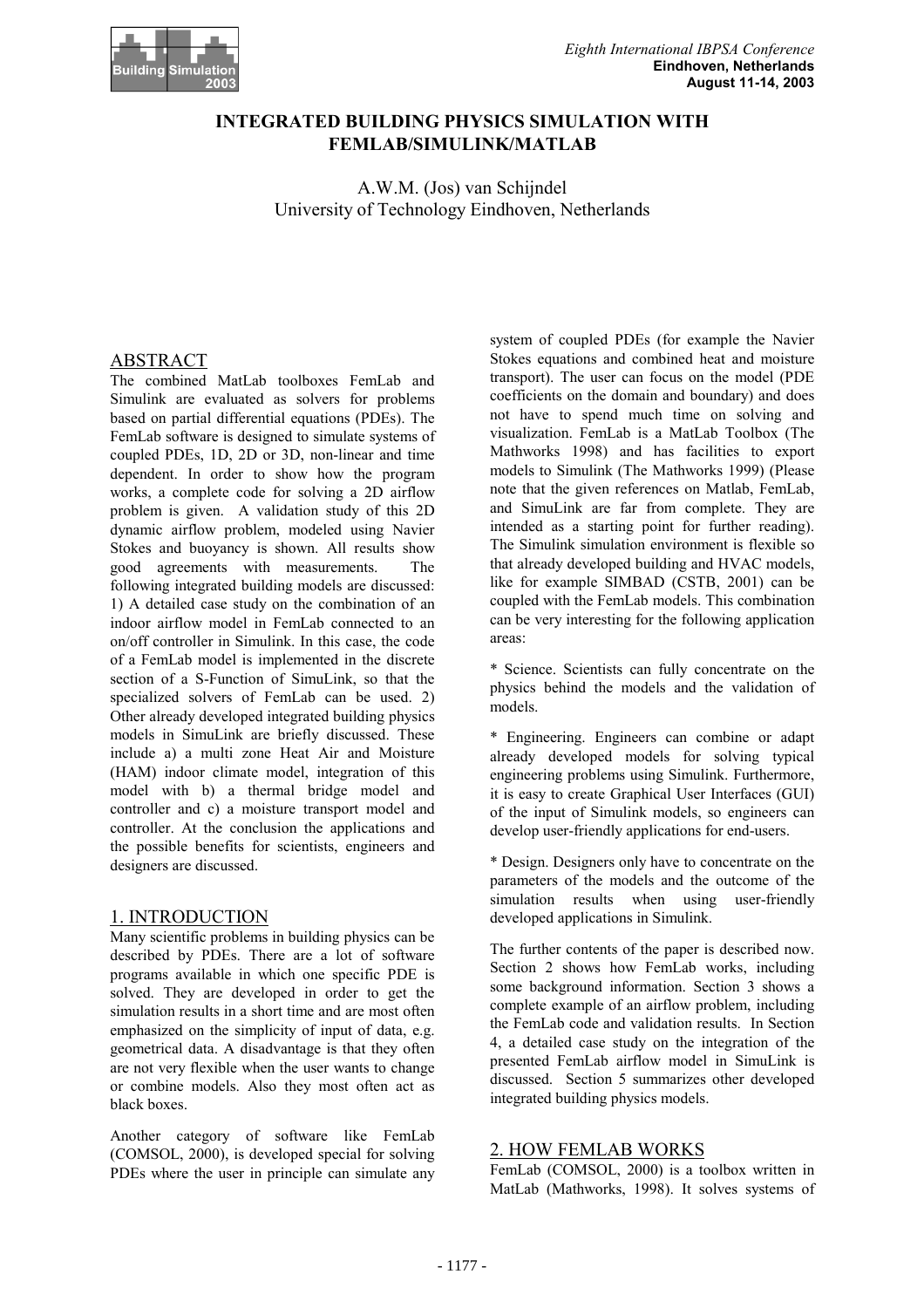# INTEGRATED BUILDING PHYSICS SIMULATION WITH FEMLAB/SIMULINK/MATLAB

A.W.M. (Jos) van Schijndel
University of Technology Eindhoven, Netherlands

## ABSTRACT

The combined MatLab toolboxes FemLab and Simulink are evaluated as solvers for problems based on partial differential equations (PDEs). The FemLab software is designed to simulate systems of coupled PDEs, 1D, 2D or 3D, non-linear and time dependent. In order to show how the program works, a complete code for solving a 2D airflow problem is given. A validation study of this 2D dynamic airflow problem, modeled using Navier Stokes and buoyancy is shown. All results show good agreements with measurements. The following integrated building models are discussed: 1) A detailed case study on the combination of an indoor airflow model in FemLab connected to an on/off controller in Simulink. In this case, the code of a FemLab model is implemented in the discrete section of a S-Function of SimuLink, so that the specialized solvers of FemLab can be used. 2) Other already developed integrated building physics models in SimuLink are briefly discussed. These include a) a multi zone Heat Air and Moisture (HAM) indoor climate model, integration of this model with b) a thermal bridge model and controller and c) a moisture transport model and controller. At the conclusion the applications and the possible benefits for scientists, engineers and designers are discussed.

## 1. INTRODUCTION

Many scientific problems in building physics can be described by PDEs. There are a lot of software programs available in which one specific PDE is solved. They are developed in order to get the simulation results in a short time and are most often emphasized on the simplicity of input of data, e.g. geometrical data. A disadvantage is that they often are not very flexible when the user wants to change or combine models. Also they most often act as black boxes.

Another category of software like FemLab (COMSOL, 2000), is developed special for solving PDEs where the user in principle can simulate any system of coupled PDEs (for example the Navier Stokes equations and combined heat and moisture transport). The user can focus on the model (PDE coefficients on the domain and boundary) and does not have to spend much time on solving and visualization. FemLab is a MatLab Toolbox (The Mathworks 1998) and has facilities to export models to Simulink (The Mathworks 1999) (Please note that the given references on Matlab, FemLab, and SimuLink are far from complete. They are intended as a starting point for further reading). The Simulink simulation environment is flexible so that already developed building and HVAC models, like for example SIMBAD (CSTB, 2001) can be coupled with the FemLab models. This combination can be very interesting for the following application areas:

* Science. Scientists can fully concentrate on the physics behind the models and the validation of models.

* Engineering. Engineers can combine or adapt already developed models for solving typical engineering problems using Simulink. Furthermore, it is easy to create Graphical User Interfaces (GUI) of the input of Simulink models, so engineers can develop user-friendly applications for end-users.

* Design. Designers only have to concentrate on the parameters of the models and the outcome of the simulation results when using user-friendly developed applications in Simulink.

The further contents of the paper is described now. Section 2 shows how FemLab works, including some background information. Section 3 shows a complete example of an airflow problem, including the FemLab code and validation results. In Section 4, a detailed case study on the integration of the presented FemLab airflow model in SimuLink is discussed. Section 5 summarizes other developed integrated building physics models.

## 2. HOW FEMLAB WORKS

FemLab (COMSOL, 2000) is a toolbox written in MatLab (Mathworks, 1998). It solves systems of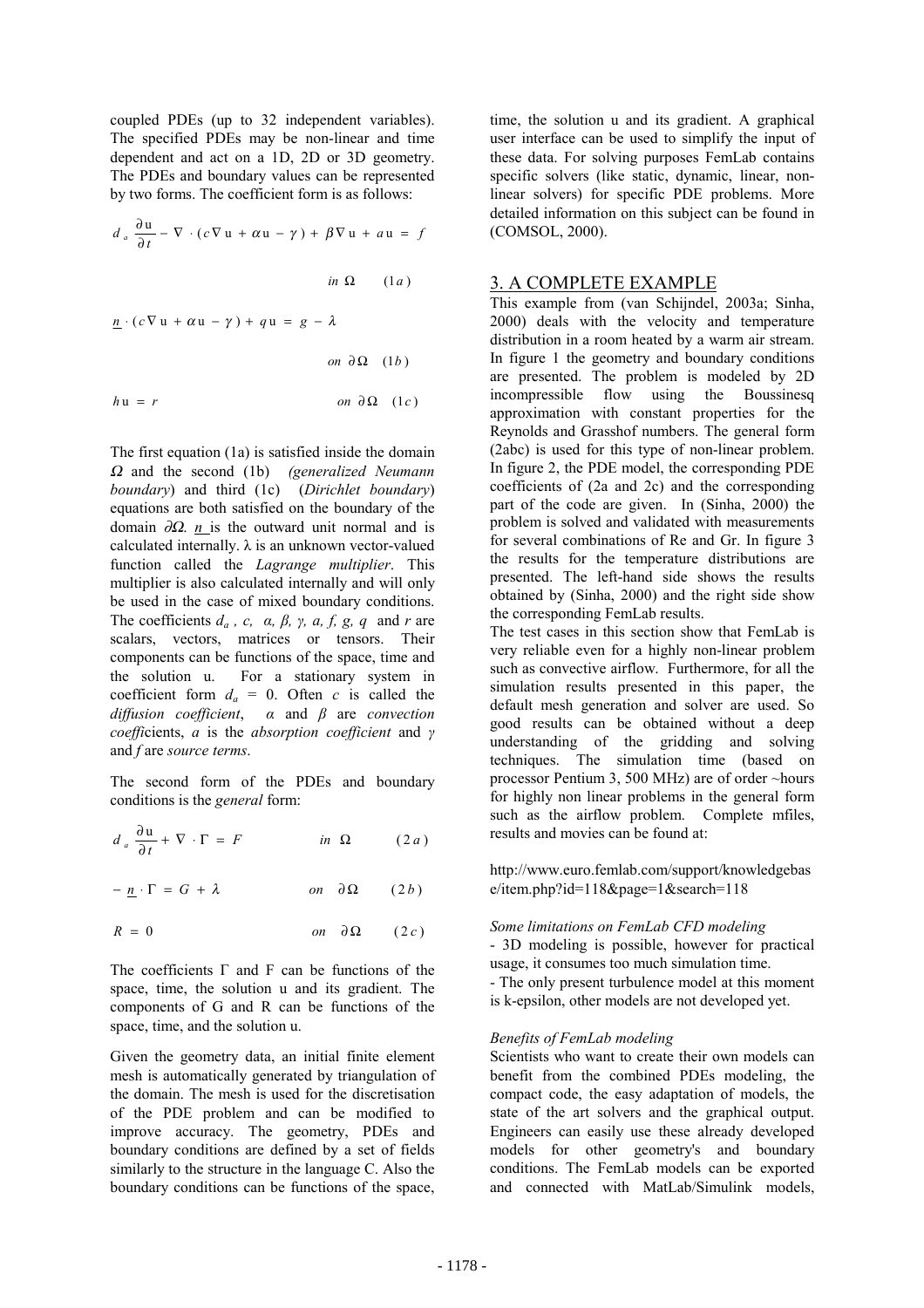coupled PDEs (up to 32 independent variables). The specified PDEs may be non-linear and time dependent and act on a 1D, 2D or 3D geometry. The PDEs and boundary values can be represented by two forms. The coefficient form is as follows:

$$d_a \frac{\partial \mathrm{u}}{\partial t} - \nabla \cdot (c \nabla \mathrm{u} + \alpha \mathrm{u} - \gamma) + \beta \nabla \mathrm{u} + a \mathrm{u} = f \qquad in\ \Omega \qquad (1a)$$

$$\underline{n} \cdot (c \nabla \mathrm{u} + \alpha \mathrm{u} - \gamma) + q \mathrm{u} = g - \lambda \qquad on\ \partial\Omega \qquad (1b)$$

$$h \mathrm{u} = r \qquad on\ \partial\Omega \qquad (1c)$$

The first equation (1a) is satisfied inside the domain $\Omega$ and the second (1b) *(generalized Neumann boundary)* and third (1c) (*Dirichlet boundary*) equations are both satisfied on the boundary of the domain $\partial\Omega$. $\underline{n}$ is the outward unit normal and is calculated internally. $\lambda$ is an unknown vector-valued function called the *Lagrange multiplier*. This multiplier is also calculated internally and will only be used in the case of mixed boundary conditions. The coefficients $d_a$, $c$, $\alpha$, $\beta$, $\gamma$, $a$, $f$, $g$, $q$ and $r$ are scalars, vectors, matrices or tensors. Their components can be functions of the space, time and the solution u. For a stationary system in coefficient form $d_a = 0$. Often $c$ is called the *diffusion coefficient*, $\alpha$ and $\beta$ are *convection coeffi*cients, $a$ is the *absorption coefficient* and $\gamma$ and $f$ are *source terms*.

The second form of the PDEs and boundary conditions is the *general* form:

$$d_a \frac{\partial \mathrm{u}}{\partial t} + \nabla \cdot \Gamma = F \qquad in\ \Omega \qquad (2a)$$

$$-\underline{n} \cdot \Gamma = G + \lambda \qquad on\ \partial\Omega \qquad (2b)$$

$$R = 0 \qquad on\ \partial\Omega \qquad (2c)$$

The coefficients $\Gamma$ and F can be functions of the space, time, the solution u and its gradient. The components of G and R can be functions of the space, time, and the solution u.

Given the geometry data, an initial finite element mesh is automatically generated by triangulation of the domain. The mesh is used for the discretisation of the PDE problem and can be modified to improve accuracy. The geometry, PDEs and boundary conditions are defined by a set of fields similarly to the structure in the language C. Also the boundary conditions can be functions of the space, time, the solution u and its gradient. A graphical user interface can be used to simplify the input of these data. For solving purposes FemLab contains specific solvers (like static, dynamic, linear, non-linear solvers) for specific PDE problems. More detailed information on this subject can be found in (COMSOL, 2000).

## 3. A COMPLETE EXAMPLE

This example from (van Schijndel, 2003a; Sinha, 2000) deals with the velocity and temperature distribution in a room heated by a warm air stream. In figure 1 the geometry and boundary conditions are presented. The problem is modeled by 2D incompressible flow using the Boussinesq approximation with constant properties for the Reynolds and Grasshof numbers. The general form (2abc) is used for this type of non-linear problem. In figure 2, the PDE model, the corresponding PDE coefficients of (2a and 2c) and the corresponding part of the code are given. In (Sinha, 2000) the problem is solved and validated with measurements for several combinations of Re and Gr. In figure 3 the results for the temperature distributions are presented. The left-hand side shows the results obtained by (Sinha, 2000) and the right side show the corresponding FemLab results.

The test cases in this section show that FemLab is very reliable even for a highly non-linear problem such as convective airflow. Furthermore, for all the simulation results presented in this paper, the default mesh generation and solver are used. So good results can be obtained without a deep understanding of the gridding and solving techniques. The simulation time (based on processor Pentium 3, 500 MHz) are of order ~hours for highly non linear problems in the general form such as the airflow problem. Complete mfiles, results and movies can be found at:

http://www.euro.femlab.com/support/knowledgebase/item.php?id=118&page=1&search=118

*Some limitations on FemLab CFD modeling*

- 3D modeling is possible, however for practical usage, it consumes too much simulation time.
- The only present turbulence model at this moment is k-epsilon, other models are not developed yet.

*Benefits of FemLab modeling*

Scientists who want to create their own models can benefit from the combined PDEs modeling, the compact code, the easy adaptation of models, the state of the art solvers and the graphical output. Engineers can easily use these already developed models for other geometry's and boundary conditions. The FemLab models can be exported and connected with MatLab/Simulink models,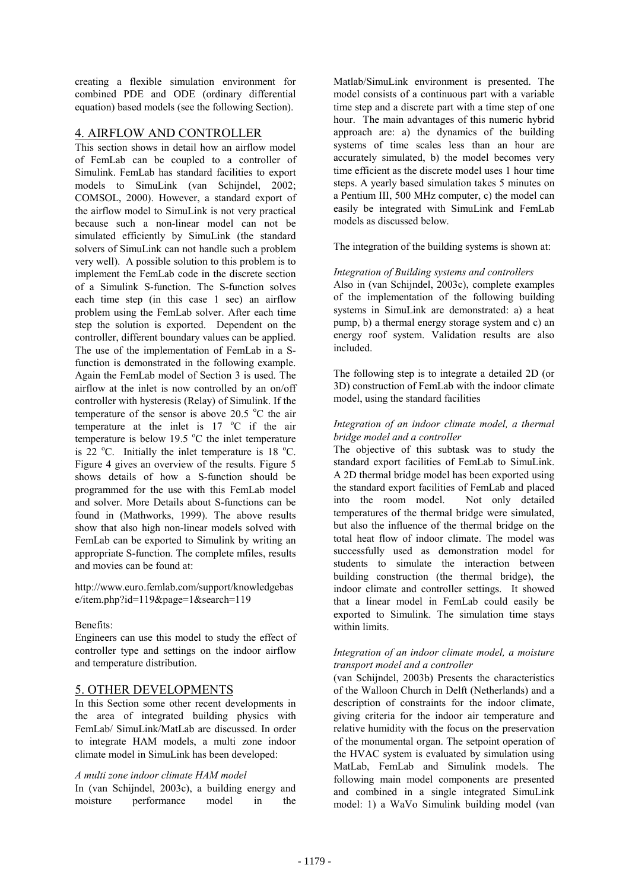creating a flexible simulation environment for combined PDE and ODE (ordinary differential equation) based models (see the following Section).

## 4. AIRFLOW AND CONTROLLER

This section shows in detail how an airflow model of FemLab can be coupled to a controller of Simulink. FemLab has standard facilities to export models to SimuLink (van Schijndel, 2002; COMSOL, 2000). However, a standard export of the airflow model to SimuLink is not very practical because such a non-linear model can not be simulated efficiently by SimuLink (the standard solvers of SimuLink can not handle such a problem very well). A possible solution to this problem is to implement the FemLab code in the discrete section of a Simulink S-function. The S-function solves each time step (in this case 1 sec) an airflow problem using the FemLab solver. After each time step the solution is exported. Dependent on the controller, different boundary values can be applied. The use of the implementation of FemLab in a S-function is demonstrated in the following example. Again the FemLab model of Section 3 is used. The airflow at the inlet is now controlled by an on/off controller with hysteresis (Relay) of Simulink. If the temperature of the sensor is above 20.5 $^{o}$C the air temperature at the inlet is 17 $^{o}$C if the air temperature is below 19.5 $^{o}$C the inlet temperature is 22 $^{o}$C. Initially the inlet temperature is 18 $^{o}$C. Figure 4 gives an overview of the results. Figure 5 shows details of how a S-function should be programmed for the use with this FemLab model and solver. More Details about S-functions can be found in (Mathworks, 1999). The above results show that also high non-linear models solved with FemLab can be exported to Simulink by writing an appropriate S-function. The complete mfiles, results and movies can be found at:

http://www.euro.femlab.com/support/knowledgebase/item.php?id=119&page=1&search=119

Benefits:
Engineers can use this model to study the effect of controller type and settings on the indoor airflow and temperature distribution.

## 5. OTHER DEVELOPMENTS

In this Section some other recent developments in the area of integrated building physics with FemLab/ SimuLink/MatLab are discussed. In order to integrate HAM models, a multi zone indoor climate model in SimuLink has been developed:

*A multi zone indoor climate HAM model*
In (van Schijndel, 2003c), a building energy and moisture performance model in the Matlab/SimuLink environment is presented. The model consists of a continuous part with a variable time step and a discrete part with a time step of one hour. The main advantages of this numeric hybrid approach are: a) the dynamics of the building systems of time scales less than an hour are accurately simulated, b) the model becomes very time efficient as the discrete model uses 1 hour time steps. A yearly based simulation takes 5 minutes on a Pentium III, 500 MHz computer, c) the model can easily be integrated with SimuLink and FemLab models as discussed below.

The integration of the building systems is shown at:

*Integration of Building systems and controllers*
Also in (van Schijndel, 2003c), complete examples of the implementation of the following building systems in SimuLink are demonstrated: a) a heat pump, b) a thermal energy storage system and c) an energy roof system. Validation results are also included.

The following step is to integrate a detailed 2D (or 3D) construction of FemLab with the indoor climate model, using the standard facilities

*Integration of an indoor climate model, a thermal bridge model and a controller*
The objective of this subtask was to study the standard export facilities of FemLab to SimuLink. A 2D thermal bridge model has been exported using the standard export facilities of FemLab and placed into the room model. Not only detailed temperatures of the thermal bridge were simulated, but also the influence of the thermal bridge on the total heat flow of indoor climate. The model was successfully used as demonstration model for students to simulate the interaction between building construction (the thermal bridge), the indoor climate and controller settings. It showed that a linear model in FemLab could easily be exported to Simulink. The simulation time stays within limits.

*Integration of an indoor climate model, a moisture transport model and a controller*
(van Schijndel, 2003b) Presents the characteristics of the Walloon Church in Delft (Netherlands) and a description of constraints for the indoor climate, giving criteria for the indoor air temperature and relative humidity with the focus on the preservation of the monumental organ. The setpoint operation of the HVAC system is evaluated by simulation using MatLab, FemLab and Simulink models. The following main model components are presented and combined in a single integrated SimuLink model: 1) a WaVo Simulink building model (van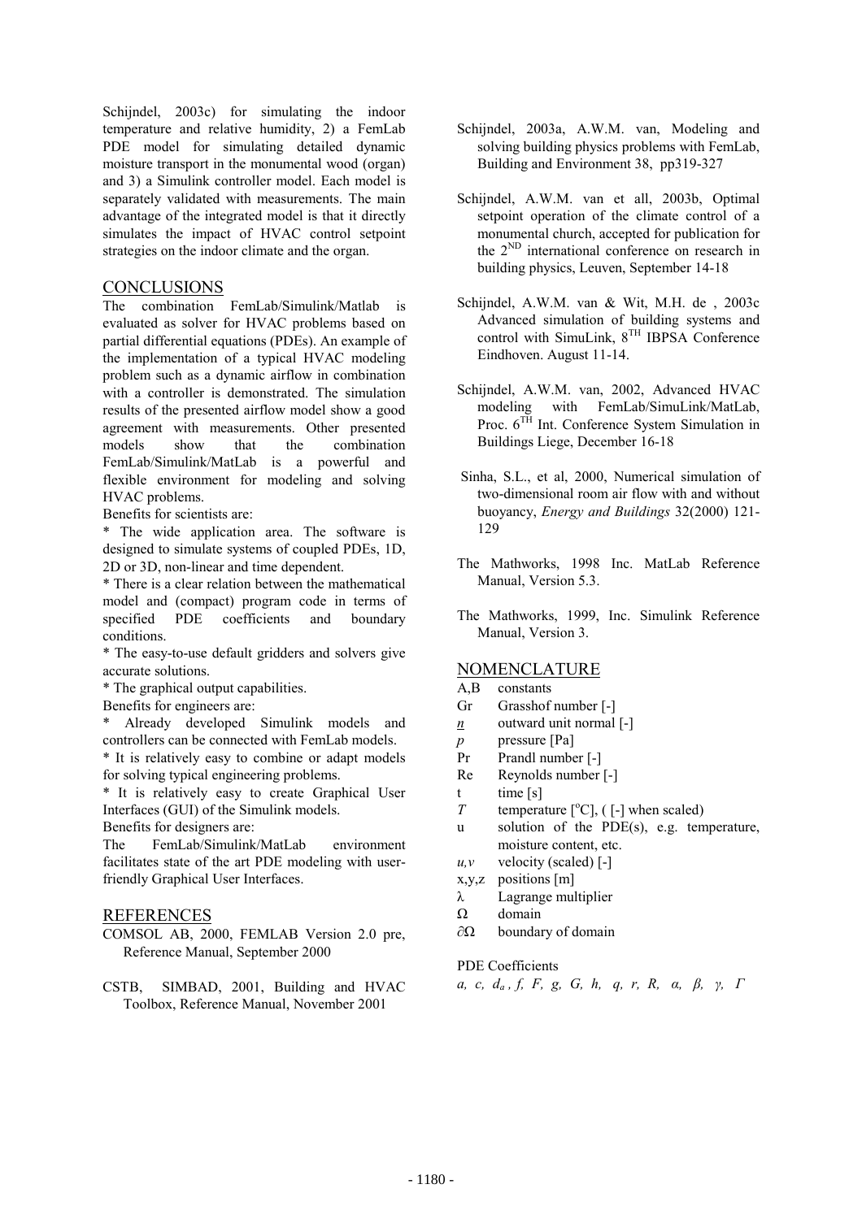Schijndel, 2003c) for simulating the indoor temperature and relative humidity, 2) a FemLab PDE model for simulating detailed dynamic moisture transport in the monumental wood (organ) and 3) a Simulink controller model. Each model is separately validated with measurements. The main advantage of the integrated model is that it directly simulates the impact of HVAC control setpoint strategies on the indoor climate and the organ.

## CONCLUSIONS

The combination FemLab/Simulink/Matlab is evaluated as solver for HVAC problems based on partial differential equations (PDEs). An example of the implementation of a typical HVAC modeling problem such as a dynamic airflow in combination with a controller is demonstrated. The simulation results of the presented airflow model show a good agreement with measurements. Other presented models show that the combination FemLab/Simulink/MatLab is a powerful and flexible environment for modeling and solving HVAC problems.

Benefits for scientists are:

* The wide application area. The software is designed to simulate systems of coupled PDEs, 1D, 2D or 3D, non-linear and time dependent.

* There is a clear relation between the mathematical model and (compact) program code in terms of specified PDE coefficients and boundary conditions.

* The easy-to-use default gridders and solvers give accurate solutions.

* The graphical output capabilities.

Benefits for engineers are:

* Already developed Simulink models and controllers can be connected with FemLab models.

* It is relatively easy to combine or adapt models for solving typical engineering problems.

* It is relatively easy to create Graphical User Interfaces (GUI) of the Simulink models.

Benefits for designers are:

The FemLab/Simulink/MatLab environment facilitates state of the art PDE modeling with user-friendly Graphical User Interfaces.

## REFERENCES

COMSOL AB, 2000, FEMLAB Version 2.0 pre, Reference Manual, September 2000

CSTB, SIMBAD, 2001, Building and HVAC Toolbox, Reference Manual, November 2001

Schijndel, 2003a, A.W.M. van, Modeling and solving building physics problems with FemLab, Building and Environment 38, pp319-327

Schijndel, A.W.M. van et all, 2003b, Optimal setpoint operation of the climate control of a monumental church, accepted for publication for the 2[ND] international conference on research in building physics, Leuven, September 14-18

Schijndel, A.W.M. van & Wit, M.H. de , 2003c Advanced simulation of building systems and control with SimuLink, 8[TH] IBPSA Conference Eindhoven. August 11-14.

Schijndel, A.W.M. van, 2002, Advanced HVAC modeling with FemLab/SimuLink/MatLab, Proc. 6[TH] Int. Conference System Simulation in Buildings Liege, December 16-18

Sinha, S.L., et al, 2000, Numerical simulation of two-dimensional room air flow with and without buoyancy, *Energy and Buildings* 32(2000) 121-129

The Mathworks, 1998 Inc. MatLab Reference Manual, Version 5.3.

The Mathworks, 1999, Inc. Simulink Reference Manual, Version 3.

## NOMENCLATURE

| | |
|---|---|
| A,B | constants |
| Gr | Grasshof number [-] |
| $\underline{n}$ | outward unit normal [-] |
| $p$ | pressure [Pa] |
| Pr | Prandl number [-] |
| Re | Reynolds number [-] |
| t | time [s] |
| $T$ | temperature [°C], ( [-] when scaled) |
| u | solution of the PDE(s), e.g. temperature, moisture content, etc. |
| $u,v$ | velocity (scaled) [-] |
| x,y,z | positions [m] |
| $\lambda$ | Lagrange multiplier |
| $\Omega$ | domain |
| $\partial\Omega$ | boundary of domain |

PDE Coefficients

$a,\ c,\ d_a,\ f,\ F,\ g,\ G,\ h,\ q,\ r,\ R,\ \alpha,\ \beta,\ \gamma,\ \Gamma$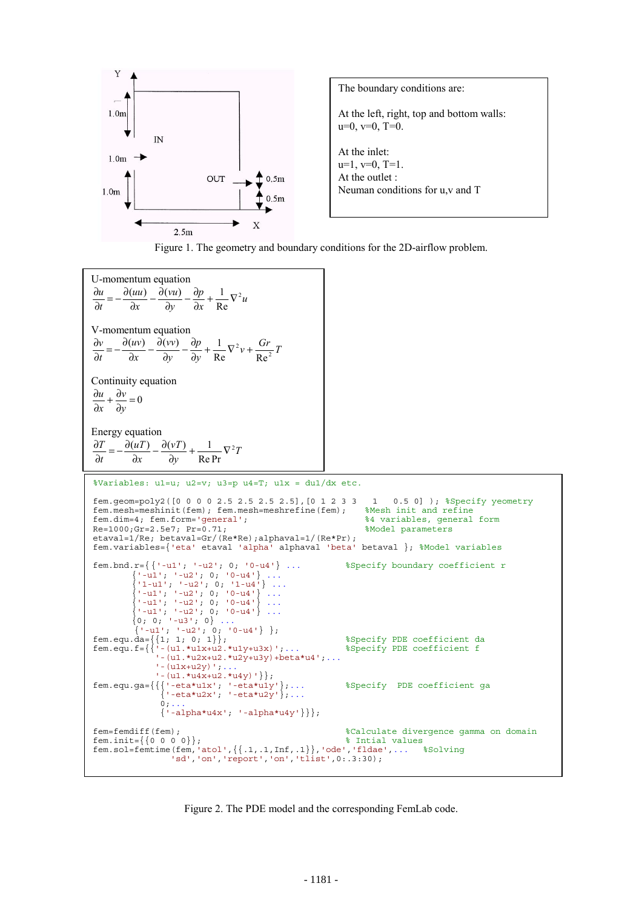The boundary conditions are:

At the left, right, top and bottom walls:
u=0, v=0, T=0.

At the inlet:
u=1, v=0, T=1.
At the outlet :
Neuman conditions for u,v and T

Figure 1. The geometry and boundary conditions for the 2D-airflow problem.

U-momentum equation

$$\frac{\partial u}{\partial t} = -\frac{\partial (uu)}{\partial x} - \frac{\partial (vu)}{\partial y} - \frac{\partial p}{\partial x} + \frac{1}{\text{Re}}\nabla^2 u$$

V-momentum equation

$$\frac{\partial v}{\partial t} = -\frac{\partial (uv)}{\partial x} - \frac{\partial (vv)}{\partial y} - \frac{\partial p}{\partial y} + \frac{1}{\text{Re}}\nabla^2 v + \frac{Gr}{\text{Re}^2}T$$

Continuity equation

$$\frac{\partial u}{\partial x} + \frac{\partial v}{\partial y} = 0$$

Energy equation

$$\frac{\partial T}{\partial t} = -\frac{\partial (uT)}{\partial x} - \frac{\partial (vT)}{\partial y} + \frac{1}{\text{Re}\,\text{Pr}}\nabla^2 T$$

```
%Variables: u1=u; u2=v; u3=p u4=T; u1x = du1/dx etc.

fem.geom=poly2([0 0 0 0 2.5 2.5 2.5 2.5],[0 1 2 3 3   1   0.5 0] ); %Specify yeometry
fem.mesh=meshinit(fem); fem.mesh=meshrefine(fem);     %Mesh init and refine
fem.dim=4; fem.form='general';                        %4 variables, general form
Re=1000;Gr=2.5e7; Pr=0.71;                            %Model parameters
etaval=1/Re; betaval=Gr/(Re*Re);alphaval=1/(Re*Pr);
fem.variables={'eta' etaval 'alpha' alphaval 'beta' betaval }; %Model variables

fem.bnd.r={{'-u1'; '-u2'; 0; '0-u4'} ...          %Specify boundary coefficient r
        {'-u1'; '-u2'; 0; '0-u4'} ...
        {'1-u1'; '-u2'; 0; '1-u4'} ...
        {'-u1'; '-u2'; 0; '0-u4'} ...
        {'-u1'; '-u2'; 0; '0-u4'} ...
        {'-u1'; '-u2'; 0; '0-u4'} ...
        {0; 0; '-u3'; 0} ...
         {'-u1'; '-u2'; 0; '0-u4'} };
fem.equ.da={{1; 1; 0; 1}};                         %Specify PDE coefficient da
fem.equ.f={{'-(u1.*u1x+u2.*u1y+u3x)';...           %Specify PDE coefficient f
          '-(u1.*u2x+u2.*u2y+u3y)+beta*u4';...
          '-(u1x+u2y)';...
          '-(u1.*u4x+u2.*u4y)'}};
fem.equ.ga={{{'-eta*u1x'; '-eta*u1y'};...          %Specify  PDE coefficient ga
            {'-eta*u2x'; '-eta*u2y'};...
            0;...
            {'-alpha*u4x'; '-alpha*u4y'}}};

fem=femdiff(fem);                                  %Calculate divergence gamma on domain
fem.init={{0 0 0 0}};                              % Intial values
fem.sol=femtime(fem,'atol',{{.1,.1,Inf,.1}},'ode','fldae',...   %Solving
           'sd','on','report','on','tlist',0:.3:30);
```

Figure 2. The PDE model and the corresponding FemLab code.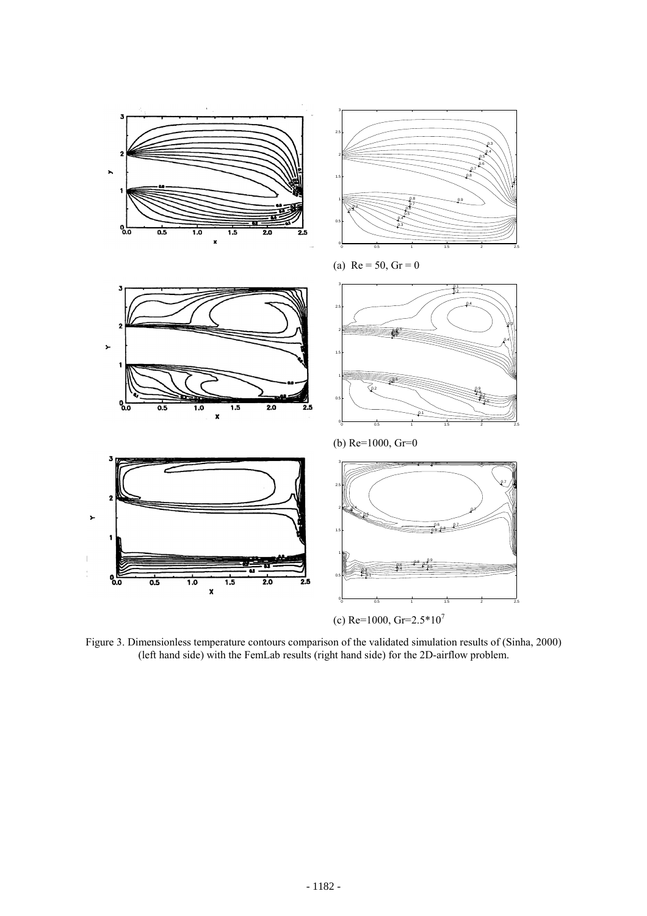(a) Re = 50, Gr = 0

(b) Re=1000, Gr=0

(c) Re=1000, Gr=$2.5*10^7$

Figure 3. Dimensionless temperature contours comparison of the validated simulation results of (Sinha, 2000) (left hand side) with the FemLab results (right hand side) for the 2D-airflow problem.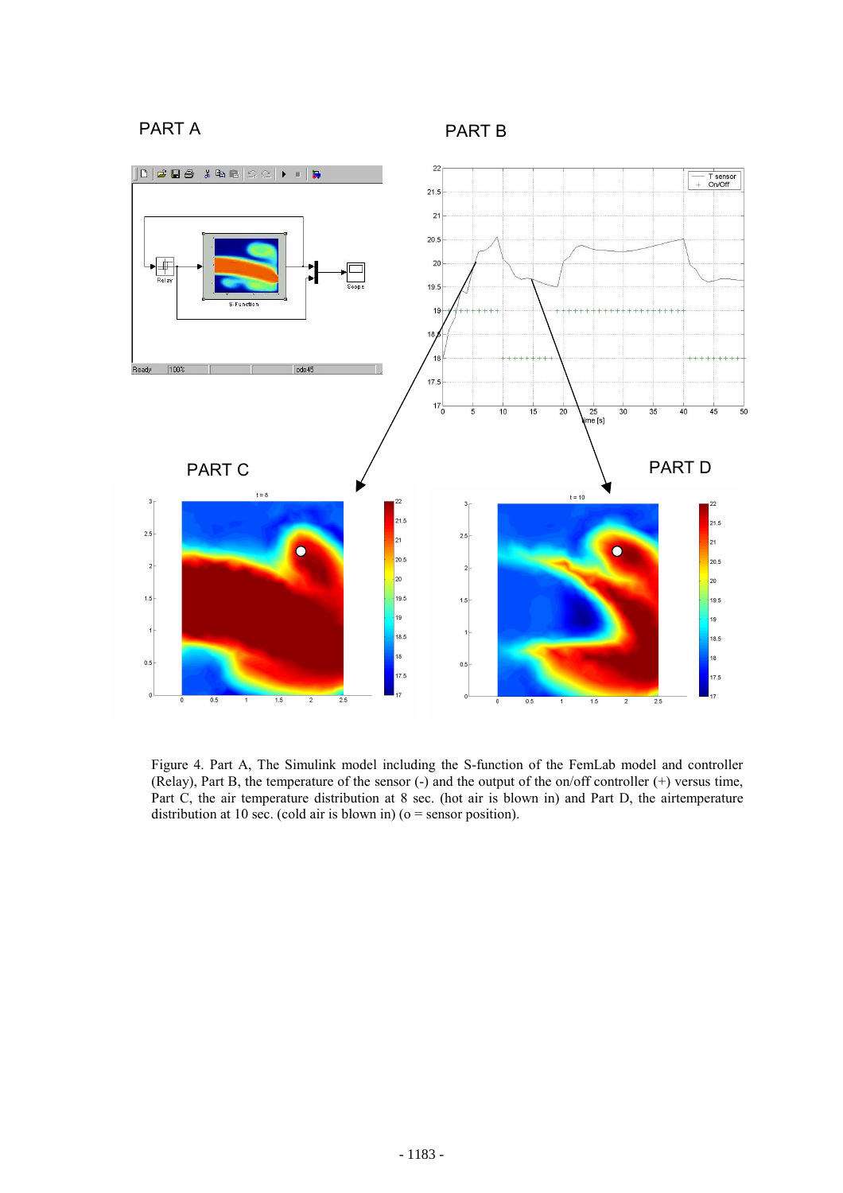PART A

PART B

PART C

PART D

Figure 4. Part A, The Simulink model including the S-function of the FemLab model and controller (Relay), Part B, the temperature of the sensor (-) and the output of the on/off controller (+) versus time, Part C, the air temperature distribution at 8 sec. (hot air is blown in) and Part D, the airtemperature distribution at 10 sec. (cold air is blown in) (o = sensor position).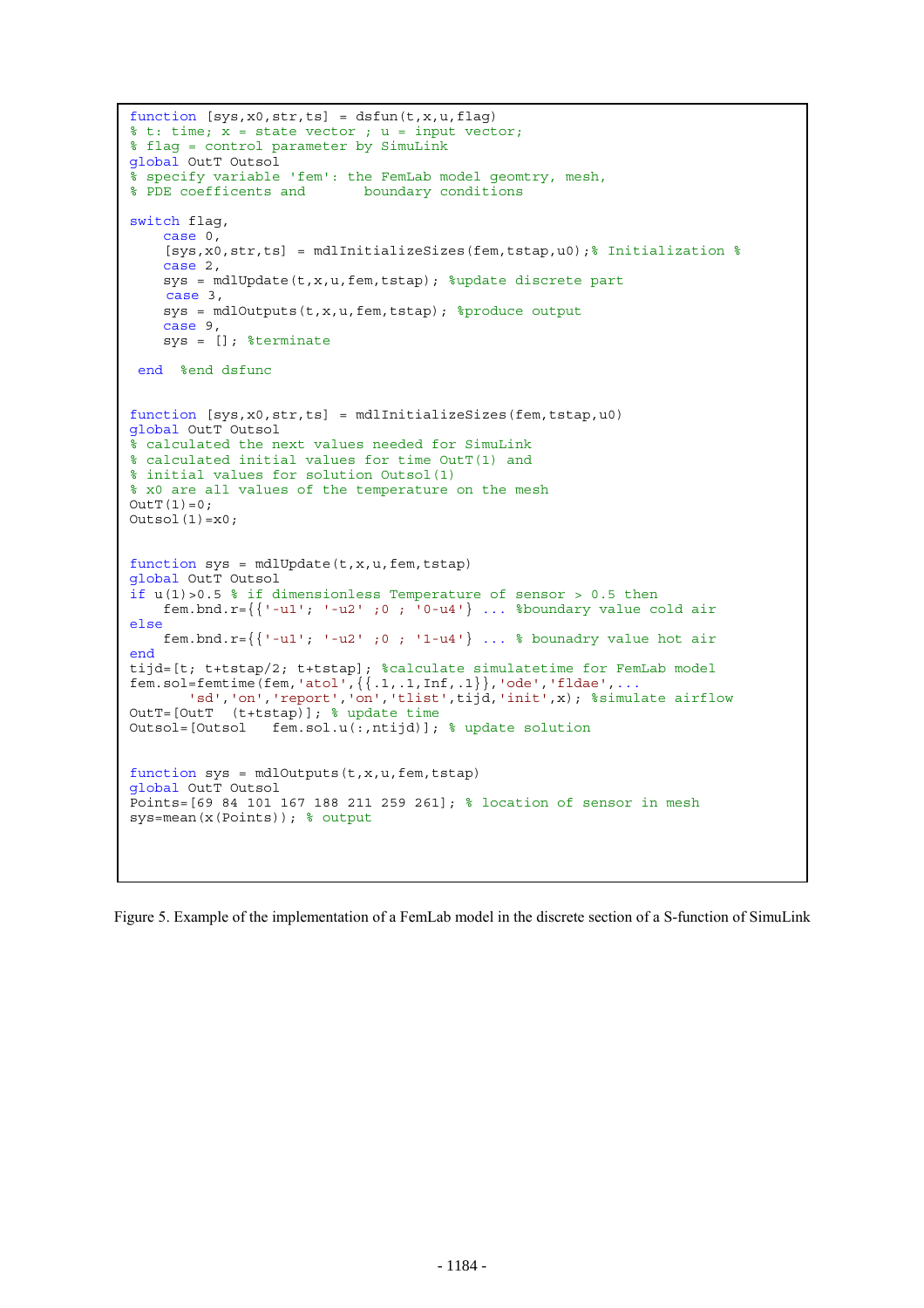```
function [sys,x0,str,ts] = dsfun(t,x,u,flag)
% t: time; x = state vector ; u = input vector;
% flag = control parameter by SimuLink
global OutT Outsol
% specify variable 'fem': the FemLab model geomtry, mesh,
% PDE coefficents and       boundary conditions

switch flag,
    case 0,
    [sys,x0,str,ts] = mdlInitializeSizes(fem,tstap,u0);% Initialization %
    case 2,
    sys = mdlUpdate(t,x,u,fem,tstap); %update discrete part
     case 3,
    sys = mdlOutputs(t,x,u,fem,tstap); %produce output
    case 9,
    sys = []; %terminate

 end  %end dsfunc


function [sys,x0,str,ts] = mdlInitializeSizes(fem,tstap,u0)
global OutT Outsol
% calculated the next values needed for SimuLink
% calculated initial values for time OutT(1) and
% initial values for solution Outsol(1)
% x0 are all values of the temperature on the mesh
OutT(1)=0;
Outsol(1)=x0;


function sys = mdlUpdate(t,x,u,fem,tstap)
global OutT Outsol
if u(1)>0.5 % if dimensionless Temperature of sensor > 0.5 then
    fem.bnd.r={{'-u1'; '-u2' ;0 ; '0-u4'} ... %boundary value cold air
else
    fem.bnd.r={{'-u1'; '-u2' ;0 ; '1-u4'} ... % bounadry value hot air
end
tijd=[t; t+tstap/2; t+tstap]; %calculate simulatetime for FemLab model
fem.sol=femtime(fem,'atol',{{.1,.1,Inf,.1}},'ode','fldae',...
       'sd','on','report','on','tlist',tijd,'init',x); %simulate airflow
OutT=[OutT  (t+tstap)]; % update time
Outsol=[Outsol   fem.sol.u(:,ntijd)]; % update solution


function sys = mdlOutputs(t,x,u,fem,tstap)
global OutT Outsol
Points=[69 84 101 167 188 211 259 261]; % location of sensor in mesh
sys=mean(x(Points)); % output
```

Figure 5. Example of the implementation of a FemLab model in the discrete section of a S-function of SimuLink